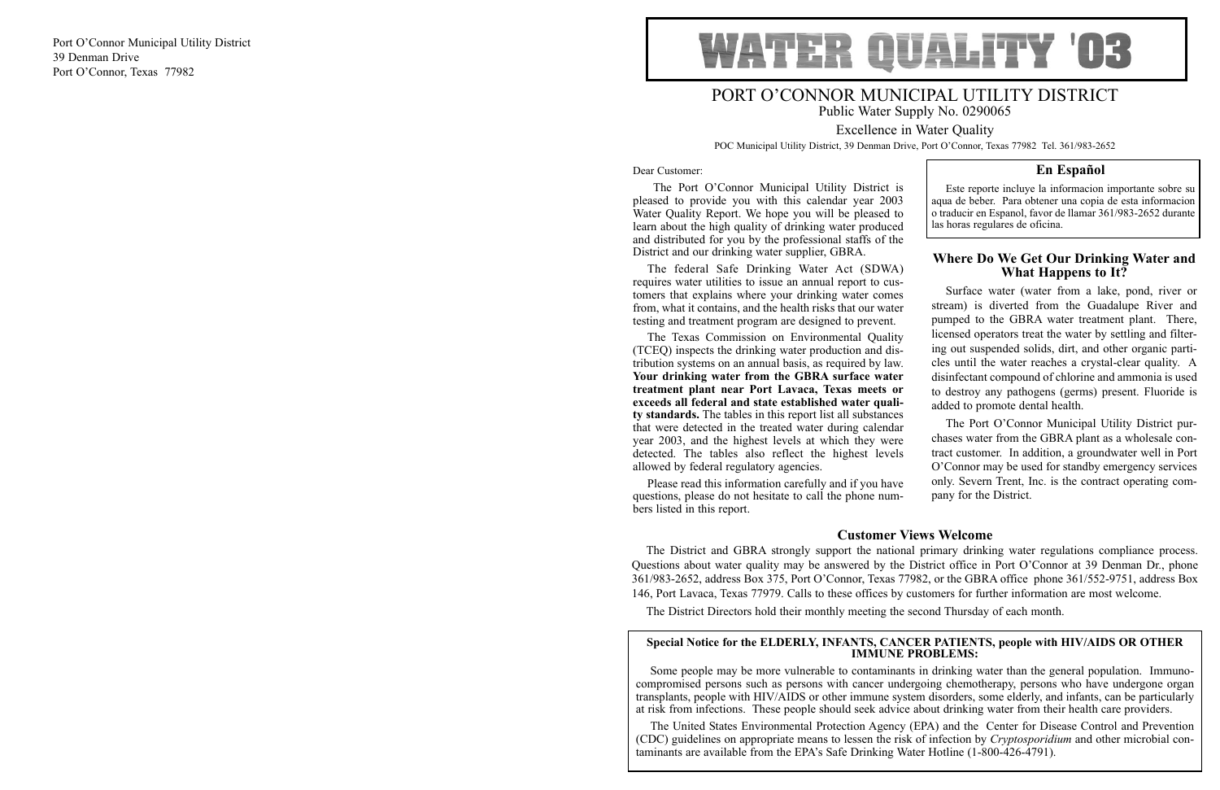Port O'Connor Municipal Utility District
39 Denman Drive
Port O'Connor, Texas 77982

# WATER QUALITY '03

## PORT O'CONNOR MUNICIPAL UTILITY DISTRICT

Public Water Supply No. 0290065

Excellence in Water Quality

POC Municipal Utility District, 39 Denman Drive, Port O'Connor, Texas 77982 Tel. 361/983-2652

Dear Customer:

The Port O'Connor Municipal Utility District is pleased to provide you with this calendar year 2003 Water Quality Report. We hope you will be pleased to learn about the high quality of drinking water produced and distributed for you by the professional staffs of the District and our drinking water supplier, GBRA.

The federal Safe Drinking Water Act (SDWA) requires water utilities to issue an annual report to customers that explains where your drinking water comes from, what it contains, and the health risks that our water testing and treatment program are designed to prevent.

The Texas Commission on Environmental Quality (TCEQ) inspects the drinking water production and distribution systems on an annual basis, as required by law. **Your drinking water from the GBRA surface water treatment plant near Port Lavaca, Texas meets or exceeds all federal and state established water quality standards.** The tables in this report list all substances that were detected in the treated water during calendar year 2003, and the highest levels at which they were detected. The tables also reflect the highest levels allowed by federal regulatory agencies.

Please read this information carefully and if you have questions, please do not hesitate to call the phone numbers listed in this report.

### En Español

Este reporte incluye la informacion importante sobre su aqua de beber. Para obtener una copia de esta informacion o traducir en Espanol, favor de llamar 361/983-2652 durante las horas regulares de oficina.

### Where Do We Get Our Drinking Water and What Happens to It?

Surface water (water from a lake, pond, river or stream) is diverted from the Guadalupe River and pumped to the GBRA water treatment plant. There, licensed operators treat the water by settling and filtering out suspended solids, dirt, and other organic particles until the water reaches a crystal-clear quality. A disinfectant compound of chlorine and ammonia is used to destroy any pathogens (germs) present. Fluoride is added to promote dental health.

The Port O'Connor Municipal Utility District purchases water from the GBRA plant as a wholesale contract customer. In addition, a groundwater well in Port O'Connor may be used for standby emergency services only. Severn Trent, Inc. is the contract operating company for the District.

### Customer Views Welcome

The District and GBRA strongly support the national primary drinking water regulations compliance process. Questions about water quality may be answered by the District office in Port O'Connor at 39 Denman Dr., phone 361/983-2652, address Box 375, Port O'Connor, Texas 77982, or the GBRA office phone 361/552-9751, address Box 146, Port Lavaca, Texas 77979. Calls to these offices by customers for further information are most welcome.

The District Directors hold their monthly meeting the second Thursday of each month.

**Special Notice for the ELDERLY, INFANTS, CANCER PATIENTS, people with HIV/AIDS OR OTHER IMMUNE PROBLEMS:**

Some people may be more vulnerable to contaminants in drinking water than the general population. Immunocompromised persons such as persons with cancer undergoing chemotherapy, persons who have undergone organ transplants, people with HIV/AIDS or other immune system disorders, some elderly, and infants, can be particularly at risk from infections. These people should seek advice about drinking water from their health care providers.

The United States Environmental Protection Agency (EPA) and the Center for Disease Control and Prevention (CDC) guidelines on appropriate means to lessen the risk of infection by *Cryptosporidium* and other microbial contaminants are available from the EPA's Safe Drinking Water Hotline (1-800-426-4791).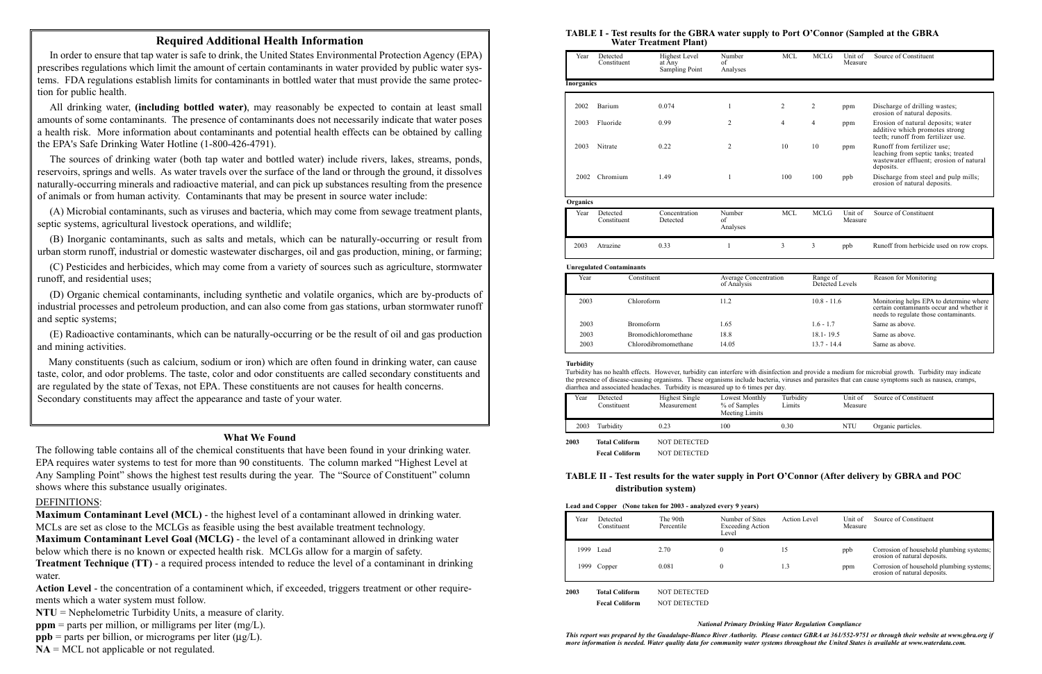## Required Additional Health Information

In order to ensure that tap water is safe to drink, the United States Environmental Protection Agency (EPA) prescribes regulations which limit the amount of certain contaminants in water provided by public water systems. FDA regulations establish limits for contaminants in bottled water that must provide the same protection for public health.

All drinking water, **(including bottled water)**, may reasonably be expected to contain at least small amounts of some contaminants. The presence of contaminants does not necessarily indicate that water poses a health risk. More information about contaminants and potential health effects can be obtained by calling the EPA's Safe Drinking Water Hotline (1-800-426-4791).

The sources of drinking water (both tap water and bottled water) include rivers, lakes, streams, ponds, reservoirs, springs and wells. As water travels over the surface of the land or through the ground, it dissolves naturally-occurring minerals and radioactive material, and can pick up substances resulting from the presence of animals or from human activity. Contaminants that may be present in source water include:

(A) Microbial contaminants, such as viruses and bacteria, which may come from sewage treatment plants, septic systems, agricultural livestock operations, and wildlife;

(B) Inorganic contaminants, such as salts and metals, which can be naturally-occurring or result from urban storm runoff, industrial or domestic wastewater discharges, oil and gas production, mining, or farming;

(C) Pesticides and herbicides, which may come from a variety of sources such as agriculture, stormwater runoff, and residential uses;

(D) Organic chemical contaminants, including synthetic and volatile organics, which are by-products of industrial processes and petroleum production, and can also come from gas stations, urban stormwater runoff and septic systems;

(E) Radioactive contaminants, which can be naturally-occurring or be the result of oil and gas production and mining activities.

Many constituents (such as calcium, sodium or iron) which are often found in drinking water, can cause taste, color, and odor problems. The taste, color and odor constituents are called secondary constituents and are regulated by the state of Texas, not EPA. These constituents are not causes for health concerns. Secondary constituents may affect the appearance and taste of your water.

### What We Found

The following table contains all of the chemical constituents that have been found in your drinking water. EPA requires water systems to test for more than 90 constituents. The column marked "Highest Level at Any Sampling Point" shows the highest test results during the year. The "Source of Constituent" column shows where this substance usually originates.

DEFINITIONS:

**Maximum Contaminant Level (MCL)** - the highest level of a contaminant allowed in drinking water. MCLs are set as close to the MCLGs as feasible using the best available treatment technology.

**Maximum Contaminant Level Goal (MCLG)** - the level of a contaminant allowed in drinking water below which there is no known or expected health risk. MCLGs allow for a margin of safety.

**Treatment Technique (TT)** - a required process intended to reduce the level of a contaminant in drinking water.

**Action Level** - the concentration of a contaminent which, if exceeded, triggers treatment or other requirements which a water system must follow.

**NTU** = Nephelometric Turbidity Units, a measure of clarity.

**ppm** = parts per million, or milligrams per liter (mg/L).

**ppb** = parts per billion, or micrograms per liter (µg/L).

**NA** = MCL not applicable or not regulated.

### TABLE I - Test results for the GBRA water supply to Port O'Connor (Sampled at the GBRA Water Treatment Plant)

**Inorganics**

| Year | Detected Constituent | Highest Level at Any Sampling Point | Number of Analyses | MCL | MCLG | Unit of Measure | Source of Constituent |
|---|---|---|---|---|---|---|---|
| 2002 | Barium | 0.074 | 1 | 2 | 2 | ppm | Discharge of drilling wastes; erosion of natural deposits. |
| 2003 | Fluoride | 0.99 | 2 | 4 | 4 | ppm | Erosion of natural deposits; water additive which promotes strong teeth; runoff from fertilizer use. |
| 2003 | Nitrate | 0.22 | 2 | 10 | 10 | ppm | Runoff from fertilizer use; leaching from septic tanks; treated wastewater effluent; erosion of natural deposits. |
| 2002 | Chromium | 1.49 | 1 | 100 | 100 | ppb | Discharge from steel and pulp mills; erosion of natural deposits. |

**Organics**

| Year | Detected Constituent | Concentration Detected | Number of Analyses | MCL | MCLG | Unit of Measure | Source of Constituent |
|---|---|---|---|---|---|---|---|
| 2003 | Atrazine | 0.33 | 1 | 3 | 3 | ppb | Runoff from herbicide used on row crops. |

**Unregulated Contaminants**

| Year | Constituent | Average Concentration of Analysis | Range of Detected Levels | Reason for Monitoring |
|---|---|---|---|---|
| 2003 | Chloroform | 11.2 | 10.8 - 11.6 | Monitoring helps EPA to determine where certain contaminants occur and whether it needs to regulate those contaminants. |
| 2003 | Bromoform | 1.65 | 1.6 - 1.7 | Same as above. |
| 2003 | Bromodichloromethane | 18.8 | 18.1- 19.5 | Same as above. |
| 2003 | Chlorodibromomethane | 14.05 | 13.7 - 14.4 | Same as above. |

**Turbidity**

Turbidity has no health effects. However, turbidity can interfere with disinfection and provide a medium for microbial growth. Turbidity may indicate the presence of disease-causing organisms. These organisms include bacteria, viruses and parasites that can cause symptoms such as nausea, cramps, diarrhea and associated headaches. Turbidity is measured up to 6 times per day.

| Year | Detected Constituent | Highest Single Measurement | Lowest Monthly % of Samples Meeting Limits | Turbidity Limits | Unit of Measure | Source of Constituent |
|---|---|---|---|---|---|---|
| 2003 | Turbidity | 0.23 | 100 | 0.30 | NTU | Organic particles. |

| | | |
|---|---|---|
| 2003 | Total Coliform | NOT DETECTED |
| | Fecal Coliform | NOT DETECTED |

### TABLE II - Test results for the water supply in Port O'Connor (After delivery by GBRA and POC distribution system)

**Lead and Copper (None taken for 2003 - analyzed every 9 years)**

| Year | Detected Constituent | The 90th Percentile | Number of Sites Exceeding Action Level | Action Level | Unit of Measure | Source of Constituent |
|---|---|---|---|---|---|---|
| 1999 | Lead | 2.70 | 0 | 15 | ppb | Corrosion of household plumbing systems; erosion of natural deposits. |
| 1999 | Copper | 0.081 | 0 | 1.3 | ppm | Corrosion of household plumbing systems; erosion of natural deposits. |

| | | |
|---|---|---|
| 2003 | Total Coliform | NOT DETECTED |
| | Fecal Coliform | NOT DETECTED |

***National Primary Drinking Water Regulation Compliance***

***This report was prepared by the Guadalupe-Blanco River Authority. Please contact GBRA at 361/552-9751 or through their website at www.gbra.org if more information is needed. Water quality data for community water systems throughout the United States is available at www.waterdata.com.***